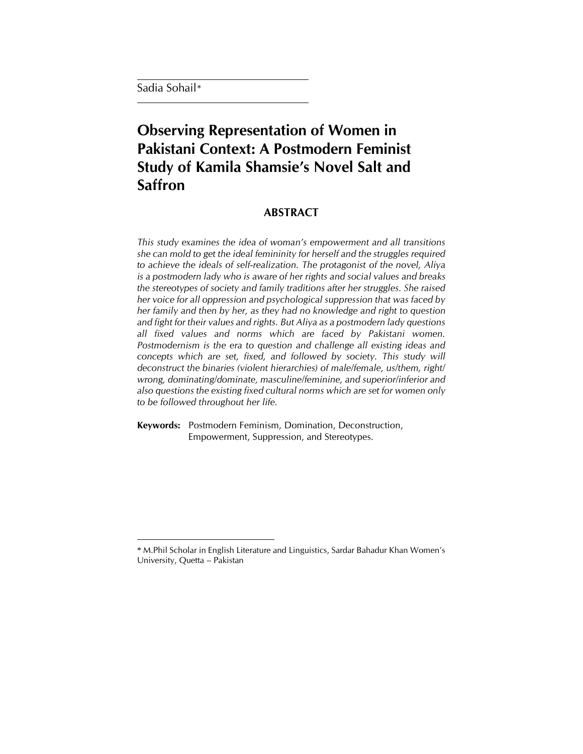Sadia Sohail*

# Observing Representation of Women in Pakistani Context: A Postmodern Feminist Study of Kamila Shamsie's Novel Salt and Saffron

## ABSTRACT

*This study examines the idea of woman's empowerment and all transitions she can mold to get the ideal femininity for herself and the struggles required to achieve the ideals of self-realization. The protagonist of the novel, Aliya is a postmodern lady who is aware of her rights and social values and breaks the stereotypes of society and family traditions after her struggles. She raised her voice for all oppression and psychological suppression that was faced by her family and then by her, as they had no knowledge and right to question and fight for their values and rights. But Aliya as a postmodern lady questions all fixed values and norms which are faced by Pakistani women. Postmodernism is the era to question and challenge all existing ideas and concepts which are set, fixed, and followed by society. This study will deconstruct the binaries (violent hierarchies) of male/female, us/them, right/wrong, dominating/dominate, masculine/feminine, and superior/inferior and also questions the existing fixed cultural norms which are set for women only to be followed throughout her life.*

**Keywords:** Postmodern Feminism, Domination, Deconstruction, Empowerment, Suppression, and Stereotypes.

---

* M.Phil Scholar in English Literature and Linguistics, Sardar Bahadur Khan Women's University, Quetta – Pakistan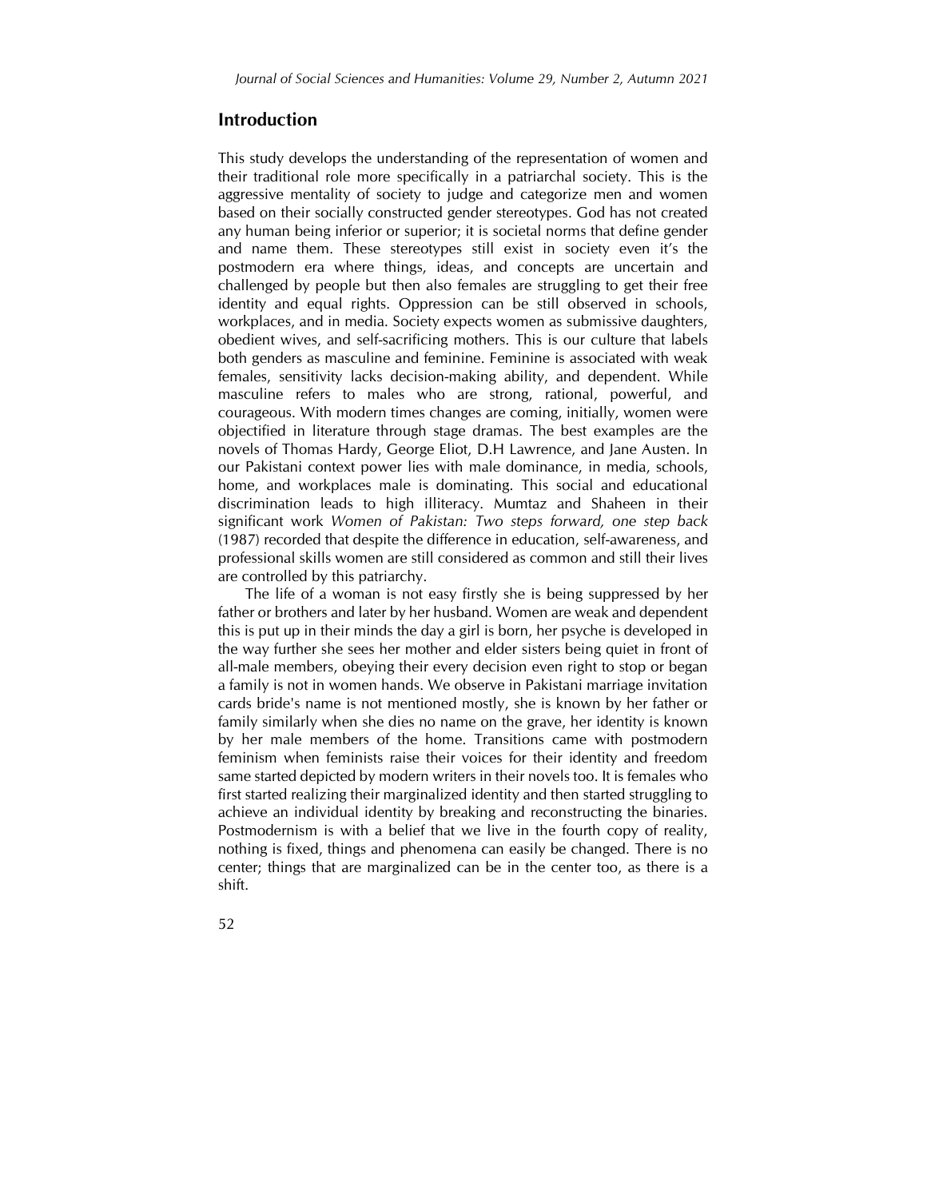## Introduction

This study develops the understanding of the representation of women and their traditional role more specifically in a patriarchal society. This is the aggressive mentality of society to judge and categorize men and women based on their socially constructed gender stereotypes. God has not created any human being inferior or superior; it is societal norms that define gender and name them. These stereotypes still exist in society even it's the postmodern era where things, ideas, and concepts are uncertain and challenged by people but then also females are struggling to get their free identity and equal rights. Oppression can be still observed in schools, workplaces, and in media. Society expects women as submissive daughters, obedient wives, and self-sacrificing mothers. This is our culture that labels both genders as masculine and feminine. Feminine is associated with weak females, sensitivity lacks decision-making ability, and dependent. While masculine refers to males who are strong, rational, powerful, and courageous. With modern times changes are coming, initially, women were objectified in literature through stage dramas. The best examples are the novels of Thomas Hardy, George Eliot, D.H Lawrence, and Jane Austen. In our Pakistani context power lies with male dominance, in media, schools, home, and workplaces male is dominating. This social and educational discrimination leads to high illiteracy. Mumtaz and Shaheen in their significant work *Women of Pakistan: Two steps forward, one step back* (1987) recorded that despite the difference in education, self-awareness, and professional skills women are still considered as common and still their lives are controlled by this patriarchy.

The life of a woman is not easy firstly she is being suppressed by her father or brothers and later by her husband. Women are weak and dependent this is put up in their minds the day a girl is born, her psyche is developed in the way further she sees her mother and elder sisters being quiet in front of all-male members, obeying their every decision even right to stop or began a family is not in women hands. We observe in Pakistani marriage invitation cards bride's name is not mentioned mostly, she is known by her father or family similarly when she dies no name on the grave, her identity is known by her male members of the home. Transitions came with postmodern feminism when feminists raise their voices for their identity and freedom same started depicted by modern writers in their novels too. It is females who first started realizing their marginalized identity and then started struggling to achieve an individual identity by breaking and reconstructing the binaries. Postmodernism is with a belief that we live in the fourth copy of reality, nothing is fixed, things and phenomena can easily be changed. There is no center; things that are marginalized can be in the center too, as there is a shift.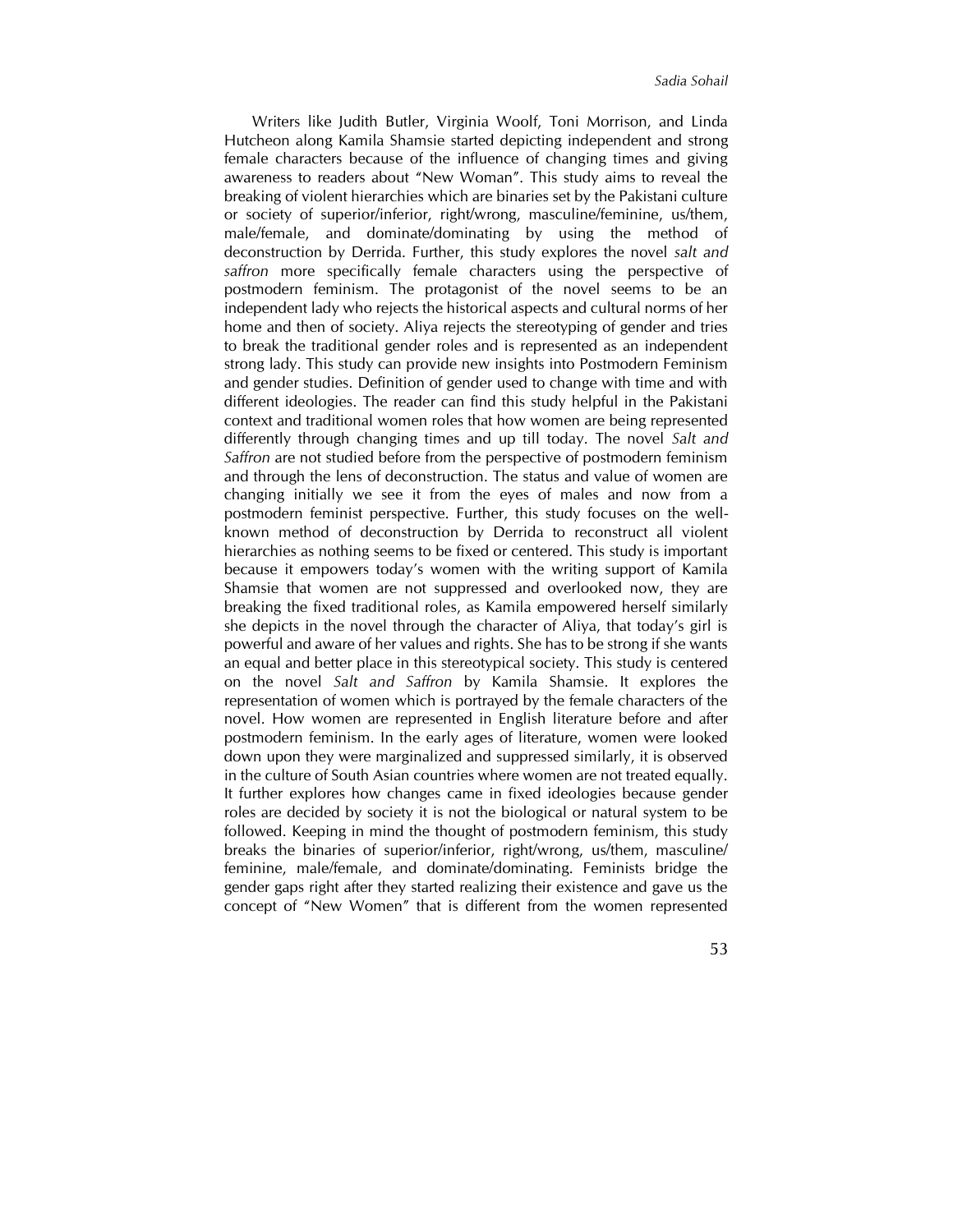Writers like Judith Butler, Virginia Woolf, Toni Morrison, and Linda Hutcheon along Kamila Shamsie started depicting independent and strong female characters because of the influence of changing times and giving awareness to readers about "New Woman". This study aims to reveal the breaking of violent hierarchies which are binaries set by the Pakistani culture or society of superior/inferior, right/wrong, masculine/feminine, us/them, male/female, and dominate/dominating by using the method of deconstruction by Derrida. Further, this study explores the novel *salt and saffron* more specifically female characters using the perspective of postmodern feminism. The protagonist of the novel seems to be an independent lady who rejects the historical aspects and cultural norms of her home and then of society. Aliya rejects the stereotyping of gender and tries to break the traditional gender roles and is represented as an independent strong lady. This study can provide new insights into Postmodern Feminism and gender studies. Definition of gender used to change with time and with different ideologies. The reader can find this study helpful in the Pakistani context and traditional women roles that how women are being represented differently through changing times and up till today. The novel *Salt and Saffron* are not studied before from the perspective of postmodern feminism and through the lens of deconstruction. The status and value of women are changing initially we see it from the eyes of males and now from a postmodern feminist perspective. Further, this study focuses on the well-known method of deconstruction by Derrida to reconstruct all violent hierarchies as nothing seems to be fixed or centered. This study is important because it empowers today's women with the writing support of Kamila Shamsie that women are not suppressed and overlooked now, they are breaking the fixed traditional roles, as Kamila empowered herself similarly she depicts in the novel through the character of Aliya, that today's girl is powerful and aware of her values and rights. She has to be strong if she wants an equal and better place in this stereotypical society. This study is centered on the novel *Salt and Saffron* by Kamila Shamsie. It explores the representation of women which is portrayed by the female characters of the novel. How women are represented in English literature before and after postmodern feminism. In the early ages of literature, women were looked down upon they were marginalized and suppressed similarly, it is observed in the culture of South Asian countries where women are not treated equally. It further explores how changes came in fixed ideologies because gender roles are decided by society it is not the biological or natural system to be followed. Keeping in mind the thought of postmodern feminism, this study breaks the binaries of superior/inferior, right/wrong, us/them, masculine/feminine, male/female, and dominate/dominating. Feminists bridge the gender gaps right after they started realizing their existence and gave us the concept of "New Women" that is different from the women represented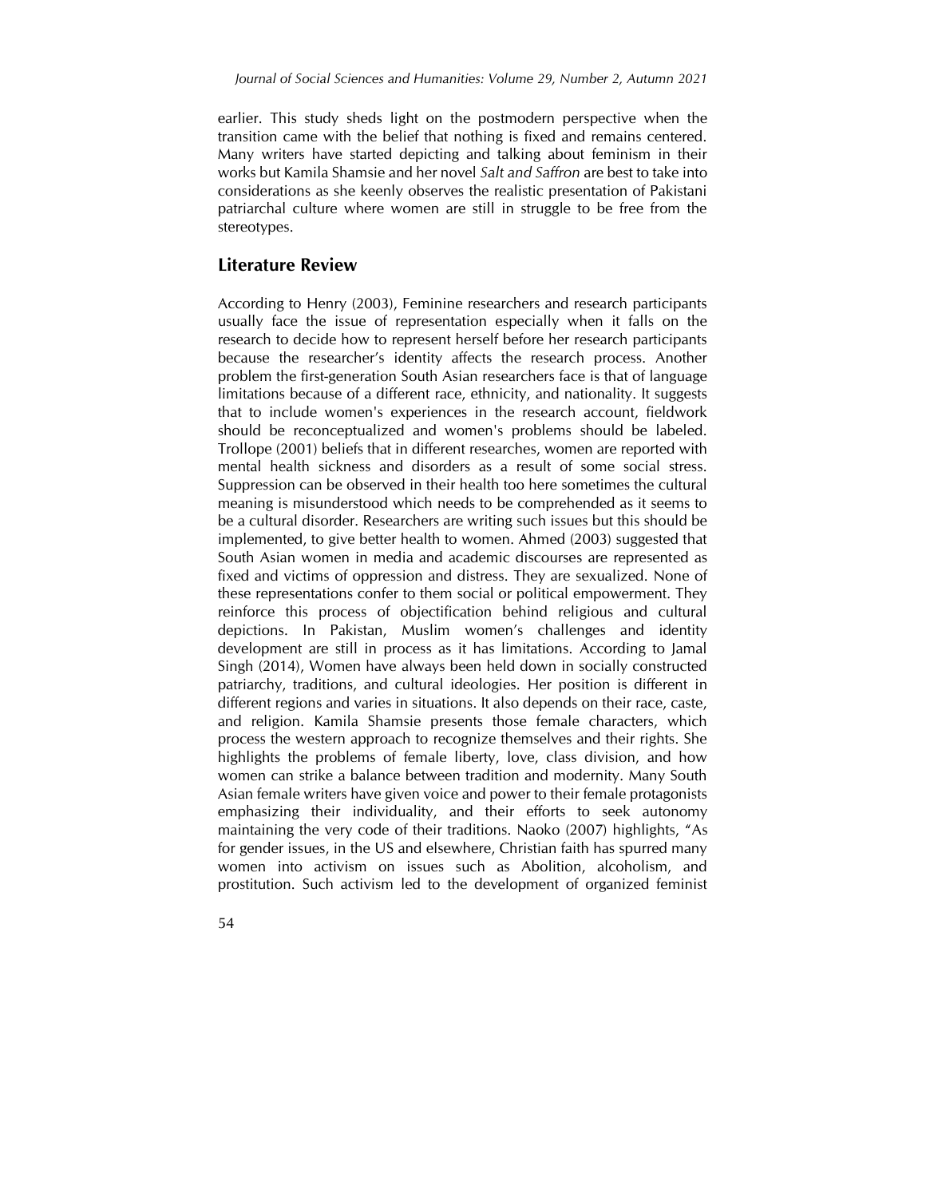earlier. This study sheds light on the postmodern perspective when the transition came with the belief that nothing is fixed and remains centered. Many writers have started depicting and talking about feminism in their works but Kamila Shamsie and her novel *Salt and Saffron* are best to take into considerations as she keenly observes the realistic presentation of Pakistani patriarchal culture where women are still in struggle to be free from the stereotypes.

## Literature Review

According to Henry (2003), Feminine researchers and research participants usually face the issue of representation especially when it falls on the research to decide how to represent herself before her research participants because the researcher's identity affects the research process. Another problem the first-generation South Asian researchers face is that of language limitations because of a different race, ethnicity, and nationality. It suggests that to include women's experiences in the research account, fieldwork should be reconceptualized and women's problems should be labeled. Trollope (2001) beliefs that in different researches, women are reported with mental health sickness and disorders as a result of some social stress. Suppression can be observed in their health too here sometimes the cultural meaning is misunderstood which needs to be comprehended as it seems to be a cultural disorder. Researchers are writing such issues but this should be implemented, to give better health to women. Ahmed (2003) suggested that South Asian women in media and academic discourses are represented as fixed and victims of oppression and distress. They are sexualized. None of these representations confer to them social or political empowerment. They reinforce this process of objectification behind religious and cultural depictions. In Pakistan, Muslim women's challenges and identity development are still in process as it has limitations. According to Jamal Singh (2014), Women have always been held down in socially constructed patriarchy, traditions, and cultural ideologies. Her position is different in different regions and varies in situations. It also depends on their race, caste, and religion. Kamila Shamsie presents those female characters, which process the western approach to recognize themselves and their rights. She highlights the problems of female liberty, love, class division, and how women can strike a balance between tradition and modernity. Many South Asian female writers have given voice and power to their female protagonists emphasizing their individuality, and their efforts to seek autonomy maintaining the very code of their traditions. Naoko (2007) highlights, "As for gender issues, in the US and elsewhere, Christian faith has spurred many women into activism on issues such as Abolition, alcoholism, and prostitution. Such activism led to the development of organized feminist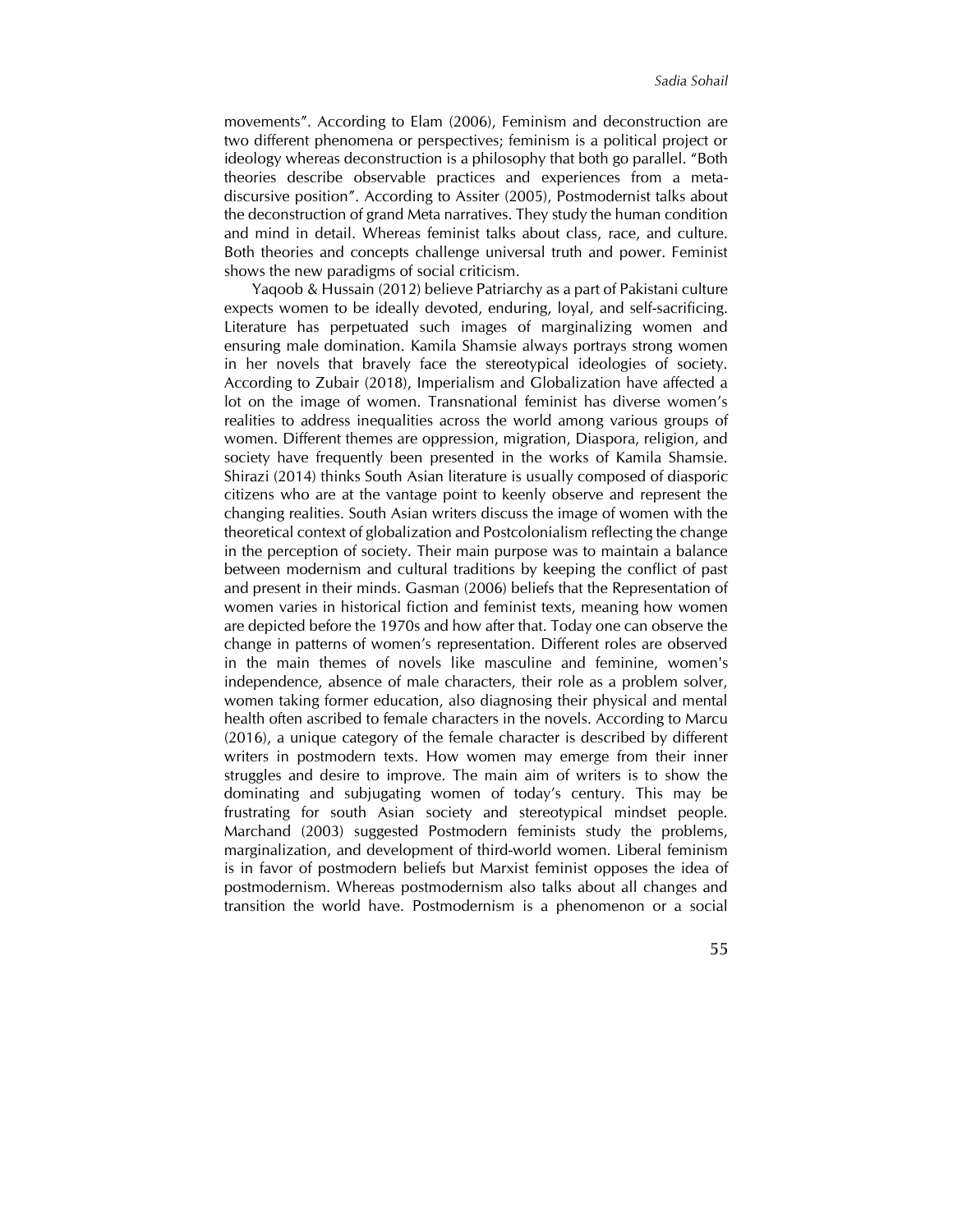movements". According to Elam (2006), Feminism and deconstruction are two different phenomena or perspectives; feminism is a political project or ideology whereas deconstruction is a philosophy that both go parallel. "Both theories describe observable practices and experiences from a meta-discursive position". According to Assiter (2005), Postmodernist talks about the deconstruction of grand Meta narratives. They study the human condition and mind in detail. Whereas feminist talks about class, race, and culture. Both theories and concepts challenge universal truth and power. Feminist shows the new paradigms of social criticism.

Yaqoob & Hussain (2012) believe Patriarchy as a part of Pakistani culture expects women to be ideally devoted, enduring, loyal, and self-sacrificing. Literature has perpetuated such images of marginalizing women and ensuring male domination. Kamila Shamsie always portrays strong women in her novels that bravely face the stereotypical ideologies of society. According to Zubair (2018), Imperialism and Globalization have affected a lot on the image of women. Transnational feminist has diverse women's realities to address inequalities across the world among various groups of women. Different themes are oppression, migration, Diaspora, religion, and society have frequently been presented in the works of Kamila Shamsie. Shirazi (2014) thinks South Asian literature is usually composed of diasporic citizens who are at the vantage point to keenly observe and represent the changing realities. South Asian writers discuss the image of women with the theoretical context of globalization and Postcolonialism reflecting the change in the perception of society. Their main purpose was to maintain a balance between modernism and cultural traditions by keeping the conflict of past and present in their minds. Gasman (2006) beliefs that the Representation of women varies in historical fiction and feminist texts, meaning how women are depicted before the 1970s and how after that. Today one can observe the change in patterns of women's representation. Different roles are observed in the main themes of novels like masculine and feminine, women's independence, absence of male characters, their role as a problem solver, women taking former education, also diagnosing their physical and mental health often ascribed to female characters in the novels. According to Marcu (2016), a unique category of the female character is described by different writers in postmodern texts. How women may emerge from their inner struggles and desire to improve. The main aim of writers is to show the dominating and subjugating women of today's century. This may be frustrating for south Asian society and stereotypical mindset people. Marchand (2003) suggested Postmodern feminists study the problems, marginalization, and development of third-world women. Liberal feminism is in favor of postmodern beliefs but Marxist feminist opposes the idea of postmodernism. Whereas postmodernism also talks about all changes and transition the world have. Postmodernism is a phenomenon or a social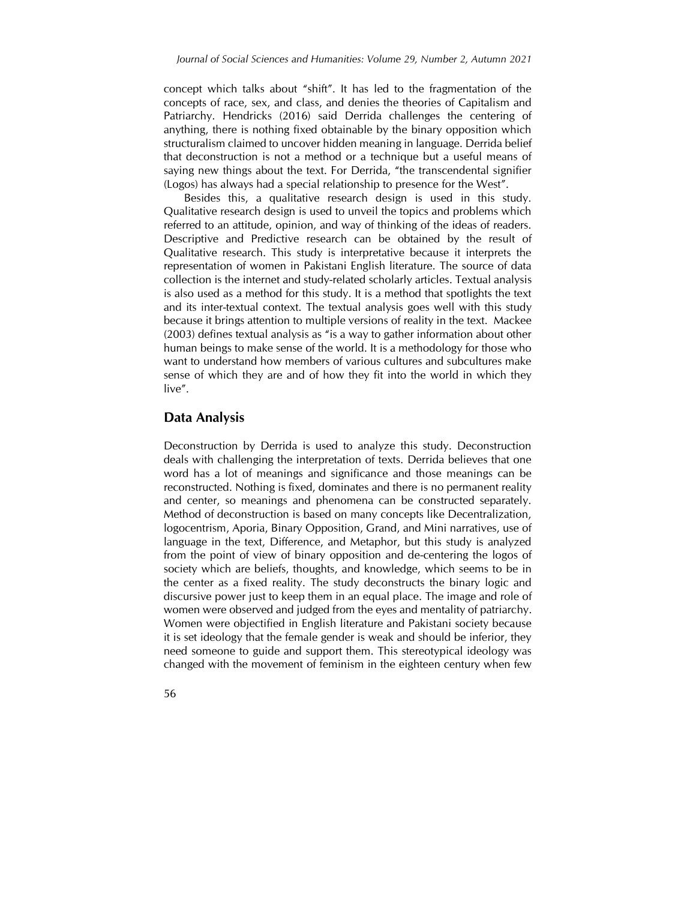concept which talks about "shift". It has led to the fragmentation of the concepts of race, sex, and class, and denies the theories of Capitalism and Patriarchy. Hendricks (2016) said Derrida challenges the centering of anything, there is nothing fixed obtainable by the binary opposition which structuralism claimed to uncover hidden meaning in language. Derrida belief that deconstruction is not a method or a technique but a useful means of saying new things about the text. For Derrida, "the transcendental signifier (Logos) has always had a special relationship to presence for the West".

Besides this, a qualitative research design is used in this study. Qualitative research design is used to unveil the topics and problems which referred to an attitude, opinion, and way of thinking of the ideas of readers. Descriptive and Predictive research can be obtained by the result of Qualitative research. This study is interpretative because it interprets the representation of women in Pakistani English literature. The source of data collection is the internet and study-related scholarly articles. Textual analysis is also used as a method for this study. It is a method that spotlights the text and its inter-textual context. The textual analysis goes well with this study because it brings attention to multiple versions of reality in the text. Mackee (2003) defines textual analysis as "is a way to gather information about other human beings to make sense of the world. It is a methodology for those who want to understand how members of various cultures and subcultures make sense of which they are and of how they fit into the world in which they live".

## Data Analysis

Deconstruction by Derrida is used to analyze this study. Deconstruction deals with challenging the interpretation of texts. Derrida believes that one word has a lot of meanings and significance and those meanings can be reconstructed. Nothing is fixed, dominates and there is no permanent reality and center, so meanings and phenomena can be constructed separately. Method of deconstruction is based on many concepts like Decentralization, logocentrism, Aporia, Binary Opposition, Grand, and Mini narratives, use of language in the text, Difference, and Metaphor, but this study is analyzed from the point of view of binary opposition and de-centering the logos of society which are beliefs, thoughts, and knowledge, which seems to be in the center as a fixed reality. The study deconstructs the binary logic and discursive power just to keep them in an equal place. The image and role of women were observed and judged from the eyes and mentality of patriarchy. Women were objectified in English literature and Pakistani society because it is set ideology that the female gender is weak and should be inferior, they need someone to guide and support them. This stereotypical ideology was changed with the movement of feminism in the eighteen century when few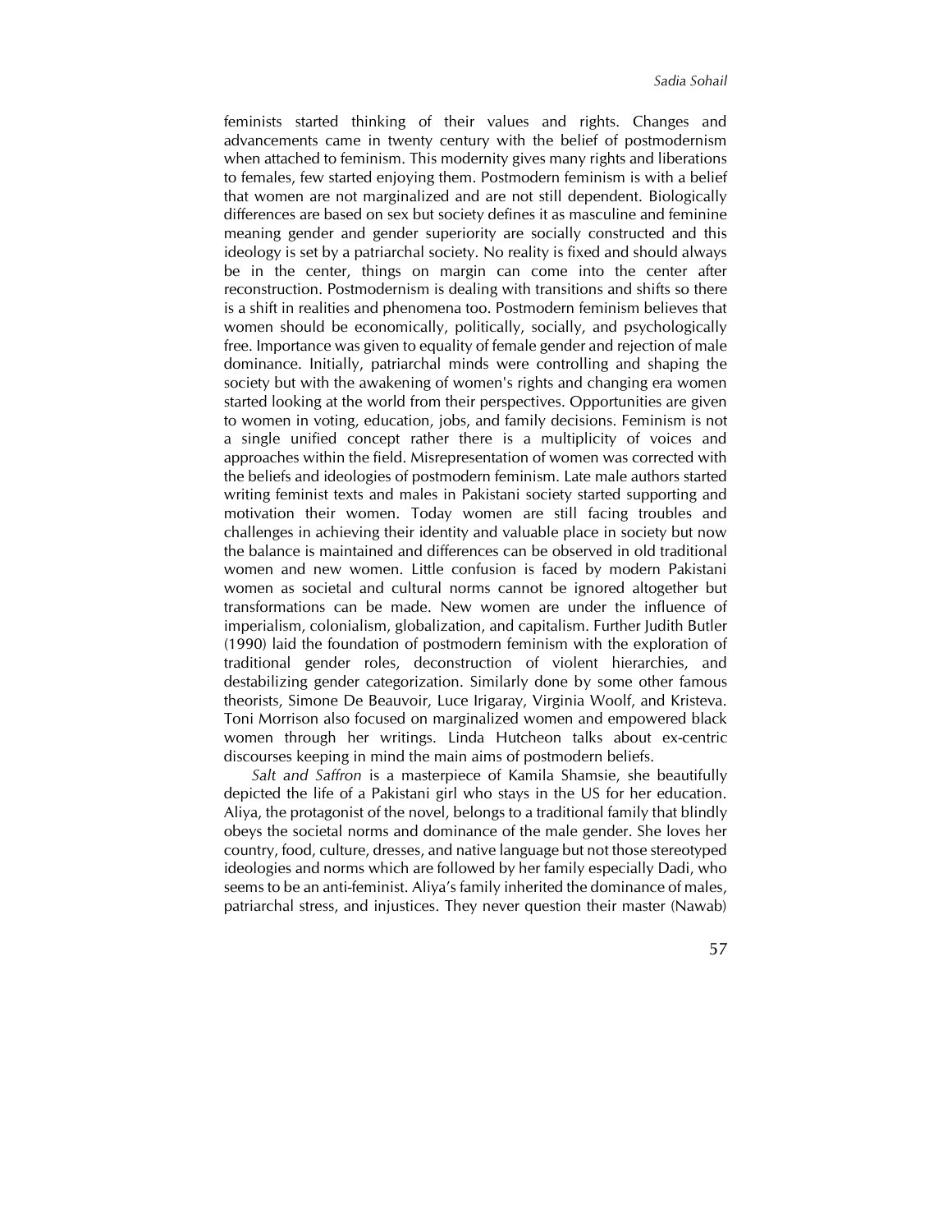feminists started thinking of their values and rights. Changes and advancements came in twenty century with the belief of postmodernism when attached to feminism. This modernity gives many rights and liberations to females, few started enjoying them. Postmodern feminism is with a belief that women are not marginalized and are not still dependent. Biologically differences are based on sex but society defines it as masculine and feminine meaning gender and gender superiority are socially constructed and this ideology is set by a patriarchal society. No reality is fixed and should always be in the center, things on margin can come into the center after reconstruction. Postmodernism is dealing with transitions and shifts so there is a shift in realities and phenomena too. Postmodern feminism believes that women should be economically, politically, socially, and psychologically free. Importance was given to equality of female gender and rejection of male dominance. Initially, patriarchal minds were controlling and shaping the society but with the awakening of women's rights and changing era women started looking at the world from their perspectives. Opportunities are given to women in voting, education, jobs, and family decisions. Feminism is not a single unified concept rather there is a multiplicity of voices and approaches within the field. Misrepresentation of women was corrected with the beliefs and ideologies of postmodern feminism. Late male authors started writing feminist texts and males in Pakistani society started supporting and motivation their women. Today women are still facing troubles and challenges in achieving their identity and valuable place in society but now the balance is maintained and differences can be observed in old traditional women and new women. Little confusion is faced by modern Pakistani women as societal and cultural norms cannot be ignored altogether but transformations can be made. New women are under the influence of imperialism, colonialism, globalization, and capitalism. Further Judith Butler (1990) laid the foundation of postmodern feminism with the exploration of traditional gender roles, deconstruction of violent hierarchies, and destabilizing gender categorization. Similarly done by some other famous theorists, Simone De Beauvoir, Luce Irigaray, Virginia Woolf, and Kristeva. Toni Morrison also focused on marginalized women and empowered black women through her writings. Linda Hutcheon talks about ex-centric discourses keeping in mind the main aims of postmodern beliefs.

*Salt and Saffron* is a masterpiece of Kamila Shamsie, she beautifully depicted the life of a Pakistani girl who stays in the US for her education. Aliya, the protagonist of the novel, belongs to a traditional family that blindly obeys the societal norms and dominance of the male gender. She loves her country, food, culture, dresses, and native language but not those stereotyped ideologies and norms which are followed by her family especially Dadi, who seems to be an anti-feminist. Aliya's family inherited the dominance of males, patriarchal stress, and injustices. They never question their master (Nawab)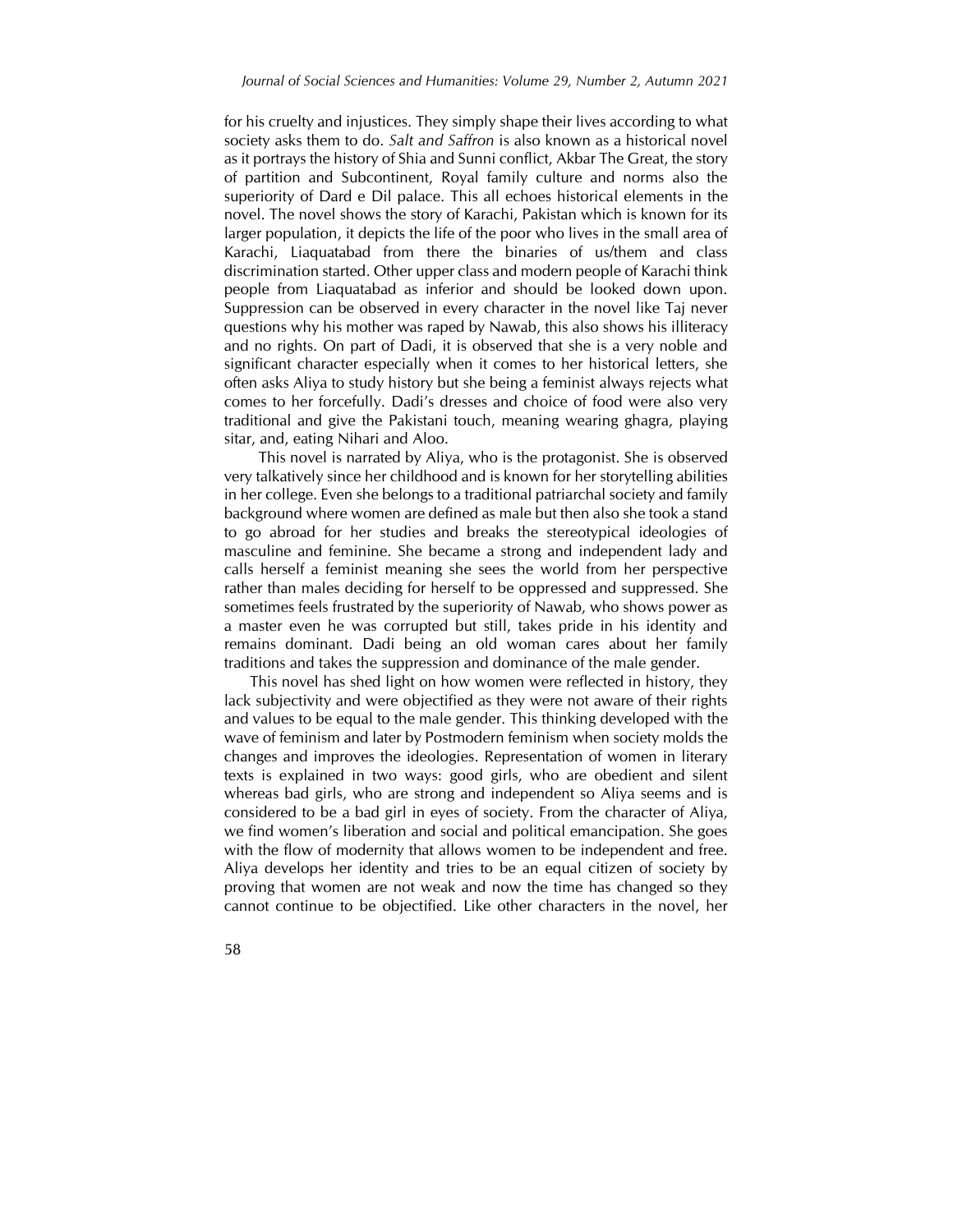for his cruelty and injustices. They simply shape their lives according to what society asks them to do. *Salt and Saffron* is also known as a historical novel as it portrays the history of Shia and Sunni conflict, Akbar The Great, the story of partition and Subcontinent, Royal family culture and norms also the superiority of Dard e Dil palace. This all echoes historical elements in the novel. The novel shows the story of Karachi, Pakistan which is known for its larger population, it depicts the life of the poor who lives in the small area of Karachi, Liaquatabad from there the binaries of us/them and class discrimination started. Other upper class and modern people of Karachi think people from Liaquatabad as inferior and should be looked down upon. Suppression can be observed in every character in the novel like Taj never questions why his mother was raped by Nawab, this also shows his illiteracy and no rights. On part of Dadi, it is observed that she is a very noble and significant character especially when it comes to her historical letters, she often asks Aliya to study history but she being a feminist always rejects what comes to her forcefully. Dadi's dresses and choice of food were also very traditional and give the Pakistani touch, meaning wearing ghagra, playing sitar, and, eating Nihari and Aloo.

This novel is narrated by Aliya, who is the protagonist. She is observed very talkatively since her childhood and is known for her storytelling abilities in her college. Even she belongs to a traditional patriarchal society and family background where women are defined as male but then also she took a stand to go abroad for her studies and breaks the stereotypical ideologies of masculine and feminine. She became a strong and independent lady and calls herself a feminist meaning she sees the world from her perspective rather than males deciding for herself to be oppressed and suppressed. She sometimes feels frustrated by the superiority of Nawab, who shows power as a master even he was corrupted but still, takes pride in his identity and remains dominant. Dadi being an old woman cares about her family traditions and takes the suppression and dominance of the male gender.

This novel has shed light on how women were reflected in history, they lack subjectivity and were objectified as they were not aware of their rights and values to be equal to the male gender. This thinking developed with the wave of feminism and later by Postmodern feminism when society molds the changes and improves the ideologies. Representation of women in literary texts is explained in two ways: good girls, who are obedient and silent whereas bad girls, who are strong and independent so Aliya seems and is considered to be a bad girl in eyes of society. From the character of Aliya, we find women's liberation and social and political emancipation. She goes with the flow of modernity that allows women to be independent and free. Aliya develops her identity and tries to be an equal citizen of society by proving that women are not weak and now the time has changed so they cannot continue to be objectified. Like other characters in the novel, her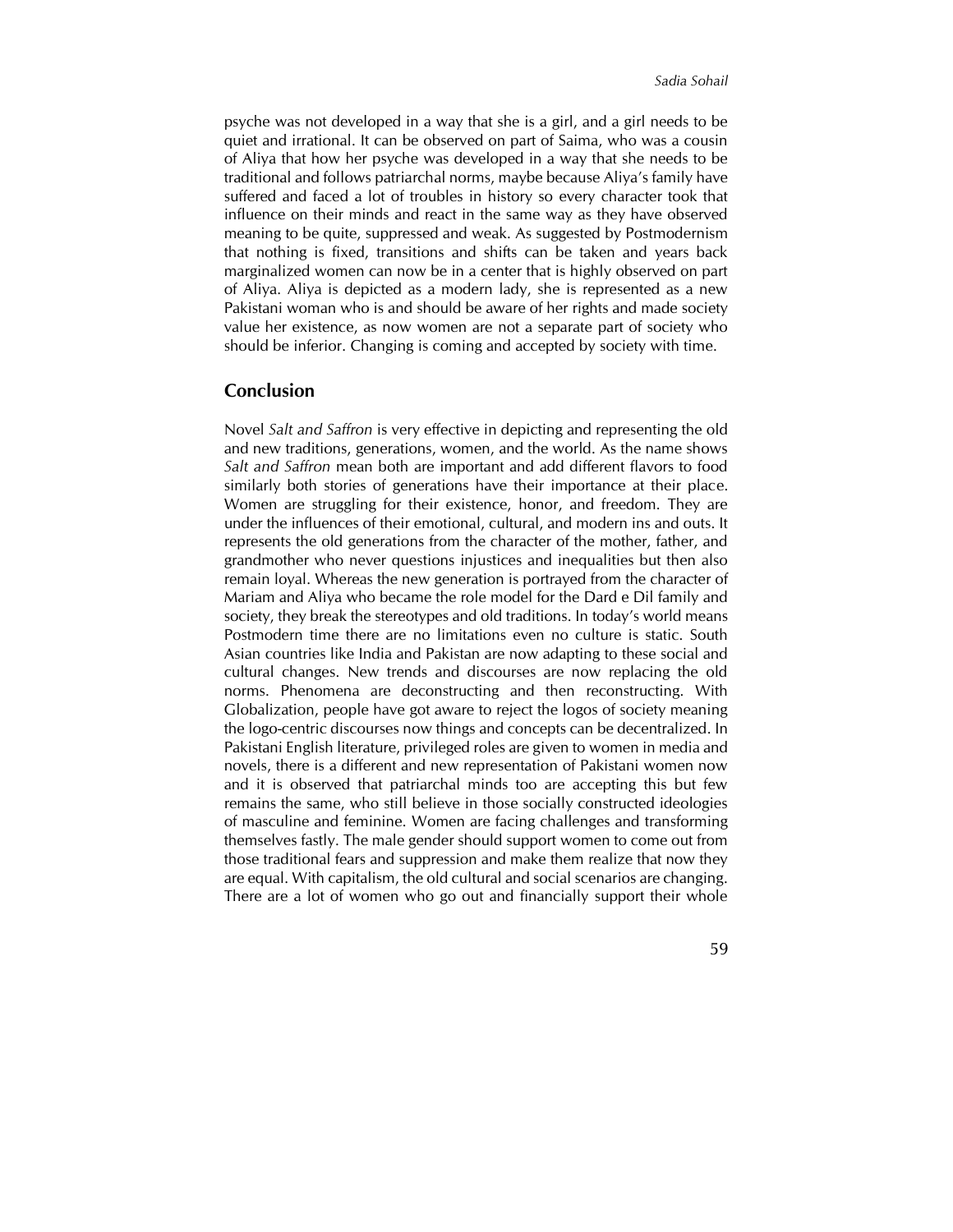psyche was not developed in a way that she is a girl, and a girl needs to be quiet and irrational. It can be observed on part of Saima, who was a cousin of Aliya that how her psyche was developed in a way that she needs to be traditional and follows patriarchal norms, maybe because Aliya's family have suffered and faced a lot of troubles in history so every character took that influence on their minds and react in the same way as they have observed meaning to be quite, suppressed and weak. As suggested by Postmodernism that nothing is fixed, transitions and shifts can be taken and years back marginalized women can now be in a center that is highly observed on part of Aliya. Aliya is depicted as a modern lady, she is represented as a new Pakistani woman who is and should be aware of her rights and made society value her existence, as now women are not a separate part of society who should be inferior. Changing is coming and accepted by society with time.

## Conclusion

Novel *Salt and Saffron* is very effective in depicting and representing the old and new traditions, generations, women, and the world. As the name shows *Salt and Saffron* mean both are important and add different flavors to food similarly both stories of generations have their importance at their place. Women are struggling for their existence, honor, and freedom. They are under the influences of their emotional, cultural, and modern ins and outs. It represents the old generations from the character of the mother, father, and grandmother who never questions injustices and inequalities but then also remain loyal. Whereas the new generation is portrayed from the character of Mariam and Aliya who became the role model for the Dard e Dil family and society, they break the stereotypes and old traditions. In today's world means Postmodern time there are no limitations even no culture is static. South Asian countries like India and Pakistan are now adapting to these social and cultural changes. New trends and discourses are now replacing the old norms. Phenomena are deconstructing and then reconstructing. With Globalization, people have got aware to reject the logos of society meaning the logo-centric discourses now things and concepts can be decentralized. In Pakistani English literature, privileged roles are given to women in media and novels, there is a different and new representation of Pakistani women now and it is observed that patriarchal minds too are accepting this but few remains the same, who still believe in those socially constructed ideologies of masculine and feminine. Women are facing challenges and transforming themselves fastly. The male gender should support women to come out from those traditional fears and suppression and make them realize that now they are equal. With capitalism, the old cultural and social scenarios are changing. There are a lot of women who go out and financially support their whole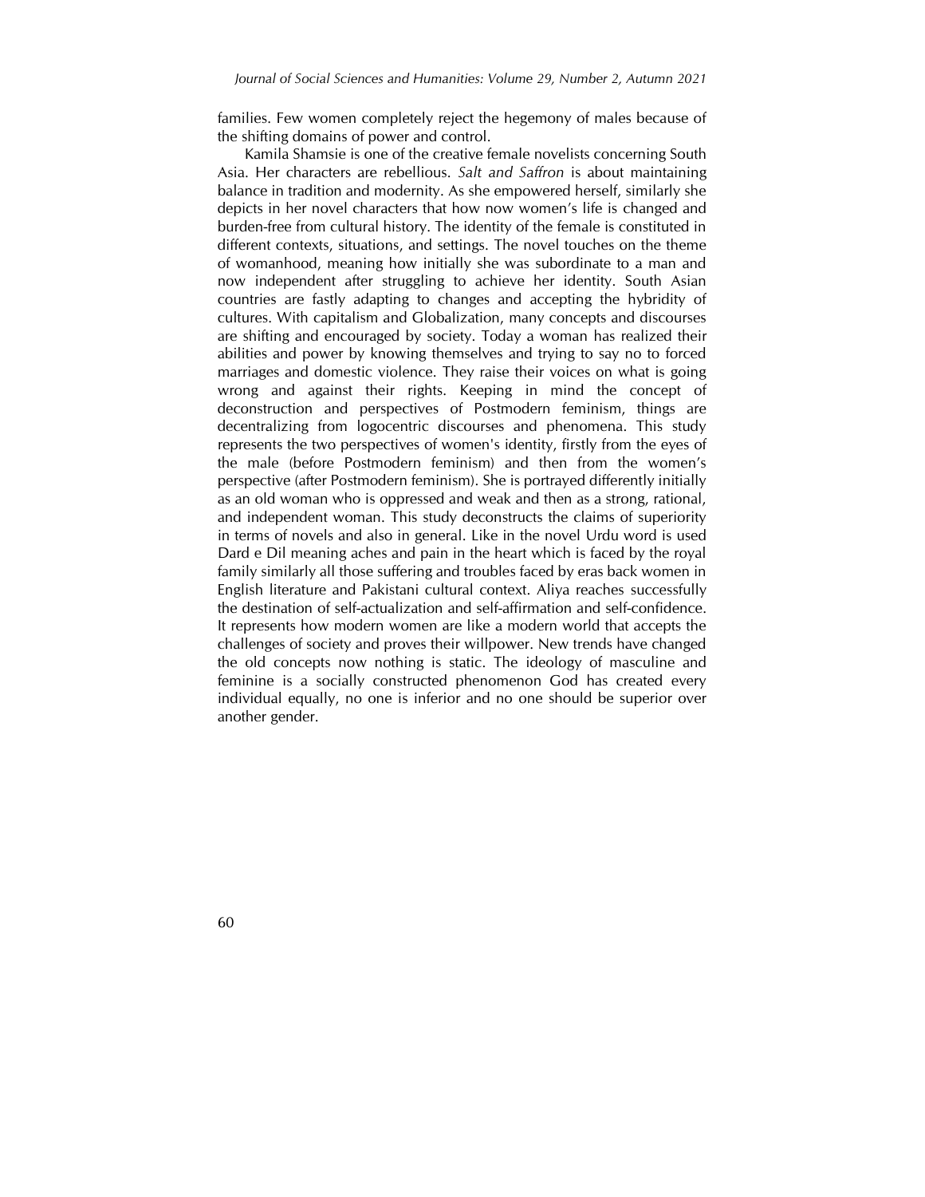families. Few women completely reject the hegemony of males because of the shifting domains of power and control.

Kamila Shamsie is one of the creative female novelists concerning South Asia. Her characters are rebellious. *Salt and Saffron* is about maintaining balance in tradition and modernity. As she empowered herself, similarly she depicts in her novel characters that how now women's life is changed and burden-free from cultural history. The identity of the female is constituted in different contexts, situations, and settings. The novel touches on the theme of womanhood, meaning how initially she was subordinate to a man and now independent after struggling to achieve her identity. South Asian countries are fastly adapting to changes and accepting the hybridity of cultures. With capitalism and Globalization, many concepts and discourses are shifting and encouraged by society. Today a woman has realized their abilities and power by knowing themselves and trying to say no to forced marriages and domestic violence. They raise their voices on what is going wrong and against their rights. Keeping in mind the concept of deconstruction and perspectives of Postmodern feminism, things are decentralizing from logocentric discourses and phenomena. This study represents the two perspectives of women's identity, firstly from the eyes of the male (before Postmodern feminism) and then from the women's perspective (after Postmodern feminism). She is portrayed differently initially as an old woman who is oppressed and weak and then as a strong, rational, and independent woman. This study deconstructs the claims of superiority in terms of novels and also in general. Like in the novel Urdu word is used Dard e Dil meaning aches and pain in the heart which is faced by the royal family similarly all those suffering and troubles faced by eras back women in English literature and Pakistani cultural context. Aliya reaches successfully the destination of self-actualization and self-affirmation and self-confidence. It represents how modern women are like a modern world that accepts the challenges of society and proves their willpower. New trends have changed the old concepts now nothing is static. The ideology of masculine and feminine is a socially constructed phenomenon God has created every individual equally, no one is inferior and no one should be superior over another gender.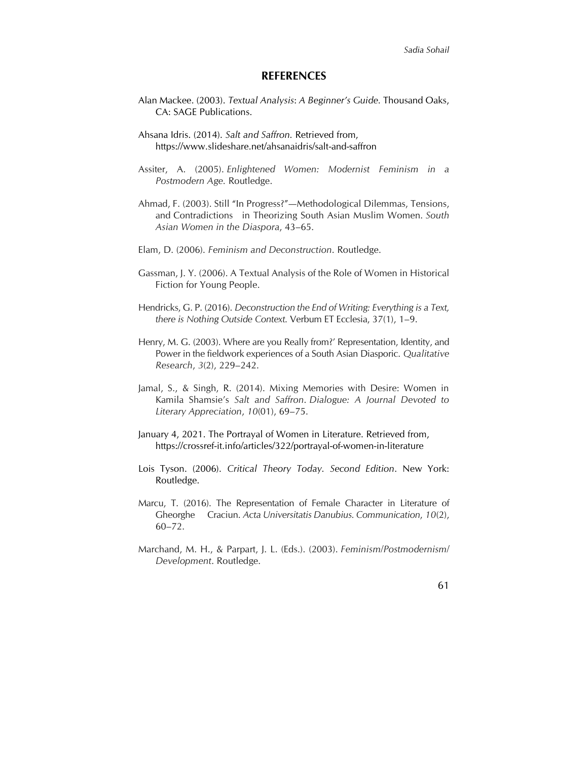## REFERENCES

Alan Mackee. (2003). *Textual Analysis*: *A Beginner's Guide*. Thousand Oaks, CA: SAGE Publications.

Ahsana Idris. (2014). *Salt and Saffron*. Retrieved from, https://www.slideshare.net/ahsanaidris/salt-and-saffron

Assiter, A. (2005). *Enlightened Women: Modernist Feminism in a Postmodern Age*. Routledge.

Ahmad, F. (2003). Still "In Progress?"—Methodological Dilemmas, Tensions, and Contradictions in Theorizing South Asian Muslim Women. *South Asian Women in the Diaspora*, 43–65.

Elam, D. (2006). *Feminism and Deconstruction*. Routledge.

Gassman, J. Y. (2006). A Textual Analysis of the Role of Women in Historical Fiction for Young People.

Hendricks, G. P. (2016). *Deconstruction the End of Writing: Everything is a Text, there is Nothing Outside Context*. Verbum ET Ecclesia, 37(1), 1–9.

Henry, M. G. (2003). Where are you Really from?' Representation, Identity, and Power in the fieldwork experiences of a South Asian Diasporic. *Qualitative Research*, *3*(2), 229–242.

Jamal, S., & Singh, R. (2014). Mixing Memories with Desire: Women in Kamila Shamsie's *Salt and Saffron*. *Dialogue: A Journal Devoted to Literary Appreciation*, *10*(01), 69–75.

January 4, 2021. The Portrayal of Women in Literature. Retrieved from, https://crossref-it.info/articles/322/portrayal-of-women-in-literature

Lois Tyson. (2006). *Critical Theory Today*. *Second Edition*. New York: Routledge.

Marcu, T. (2016). The Representation of Female Character in Literature of Gheorghe Craciun. *Acta Universitatis Danubius. Communication*, *10*(2), 60–72.

Marchand, M. H., & Parpart, J. L. (Eds.). (2003). *Feminism/Postmodernism/ Development*. Routledge.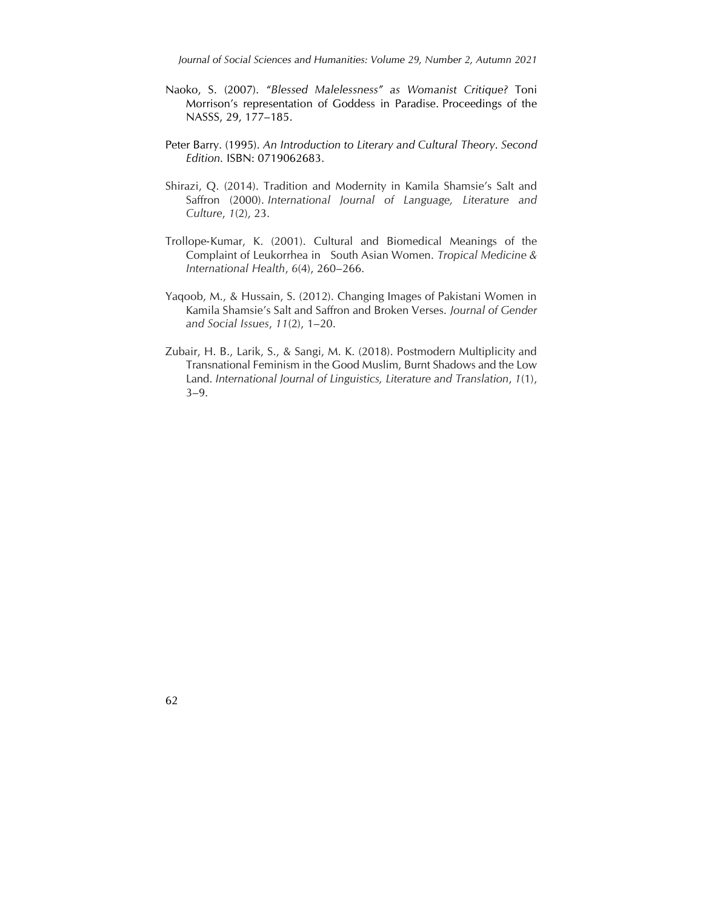Naoko, S. (2007). *"Blessed Malelessness" as Womanist Critique?* Toni Morrison's representation of Goddess in Paradise. Proceedings of the NASSS, 29, 177–185.

Peter Barry. (1995). *An Introduction to Literary and Cultural Theory*. *Second Edition.* ISBN: 0719062683.

Shirazi, Q. (2014). Tradition and Modernity in Kamila Shamsie's Salt and Saffron (2000). *International Journal of Language, Literature and Culture*, *1*(2), 23.

Trollope-Kumar, K. (2001). Cultural and Biomedical Meanings of the Complaint of Leukorrhea in South Asian Women. *Tropical Medicine & International Health*, 6(4), 260–266.

Yaqoob, M., & Hussain, S. (2012). Changing Images of Pakistani Women in Kamila Shamsie's Salt and Saffron and Broken Verses. *Journal of Gender and Social Issues*, *11*(2), 1–20.

Zubair, H. B., Larik, S., & Sangi, M. K. (2018). Postmodern Multiplicity and Transnational Feminism in the Good Muslim, Burnt Shadows and the Low Land. *International Journal of Linguistics, Literature and Translation*, *1*(1), 3–9.